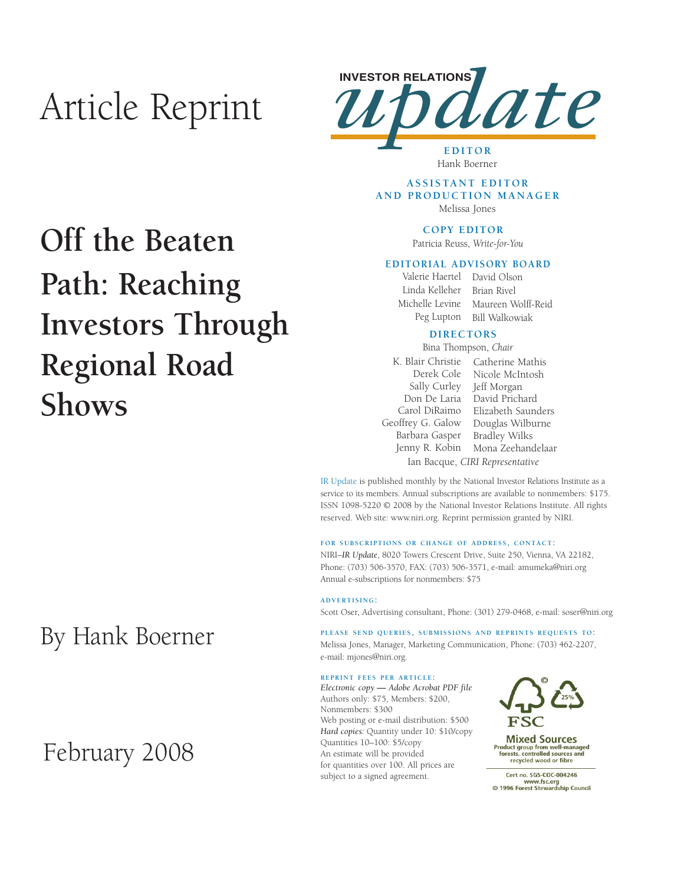Article Reprint

# Off the Beaten Path: Reaching Investors Through Regional Road Shows

By Hank Boerner

February 2008

INVESTOR RELATIONS *update*

**EDITOR**
Hank Boerner

**ASSISTANT EDITOR AND PRODUCTION MANAGER**
Melissa Jones

**COPY EDITOR**
Patricia Reuss, *Write-for-You*

**EDITORIAL ADVISORY BOARD**

| | |
|---|---|
| Valerie Haertel | David Olson |
| Linda Kelleher | Brian Rivel |
| Michelle Levine | Maureen Wolff-Reid |
| Peg Lupton | Bill Walkowiak |

**DIRECTORS**
Bina Thompson, *Chair*

| | |
|---|---|
| K. Blair Christie | Catherine Mathis |
| Derek Cole | Nicole McIntosh |
| Sally Curley | Jeff Morgan |
| Don De Laria | David Prichard |
| Carol DiRaimo | Elizabeth Saunders |
| Geoffrey G. Galow | Douglas Wilburne |
| Barbara Gasper | Bradley Wilks |
| Jenny R. Kobin | Mona Zeehandelaar |

Ian Bacque, *CIRI Representative*

IR Update is published monthly by the National Investor Relations Institute as a service to its members. Annual subscriptions are available to nonmembers: $175. ISSN 1098-5220 © 2008 by the National Investor Relations Institute. All rights reserved. Web site: www.niri.org. Reprint permission granted by NIRI.

**FOR SUBSCRIPTIONS OR CHANGE OF ADDRESS, CONTACT:**
NIRI–*IR Update*, 8020 Towers Crescent Drive, Suite 250, Vienna, VA 22182, Phone: (703) 506-3570, FAX: (703) 506-3571, e-mail: amumeka@niri.org
Annual e-subscriptions for nonmembers: $75

**ADVERTISING:**
Scott Oser, Advertising consultant, Phone: (301) 279-0468, e-mail: soser@niri.org

**PLEASE SEND QUERIES, SUBMISSIONS AND REPRINTS REQUESTS TO:**
Melissa Jones, Manager, Marketing Communication, Phone: (703) 462-2207, e-mail: mjones@niri.org.

**REPRINT FEES PER ARTICLE:**
*Electronic copy — Adobe Acrobat PDF file*
Authors only: $75, Members: $200,
Nonmembers: $300
Web posting or e-mail distribution: $500
*Hard copies:* Quantity under 10: $10/copy
Quantities 10–100: $5/copy
An estimate will be provided for quantities over 100. All prices are subject to a signed agreement.

FSC
Mixed Sources
Product group from well-managed forests, controlled sources and recycled wood or fibre
Cert no. SGS-COC-004246
www.fsc.org
© 1996 Forest Stewardship Council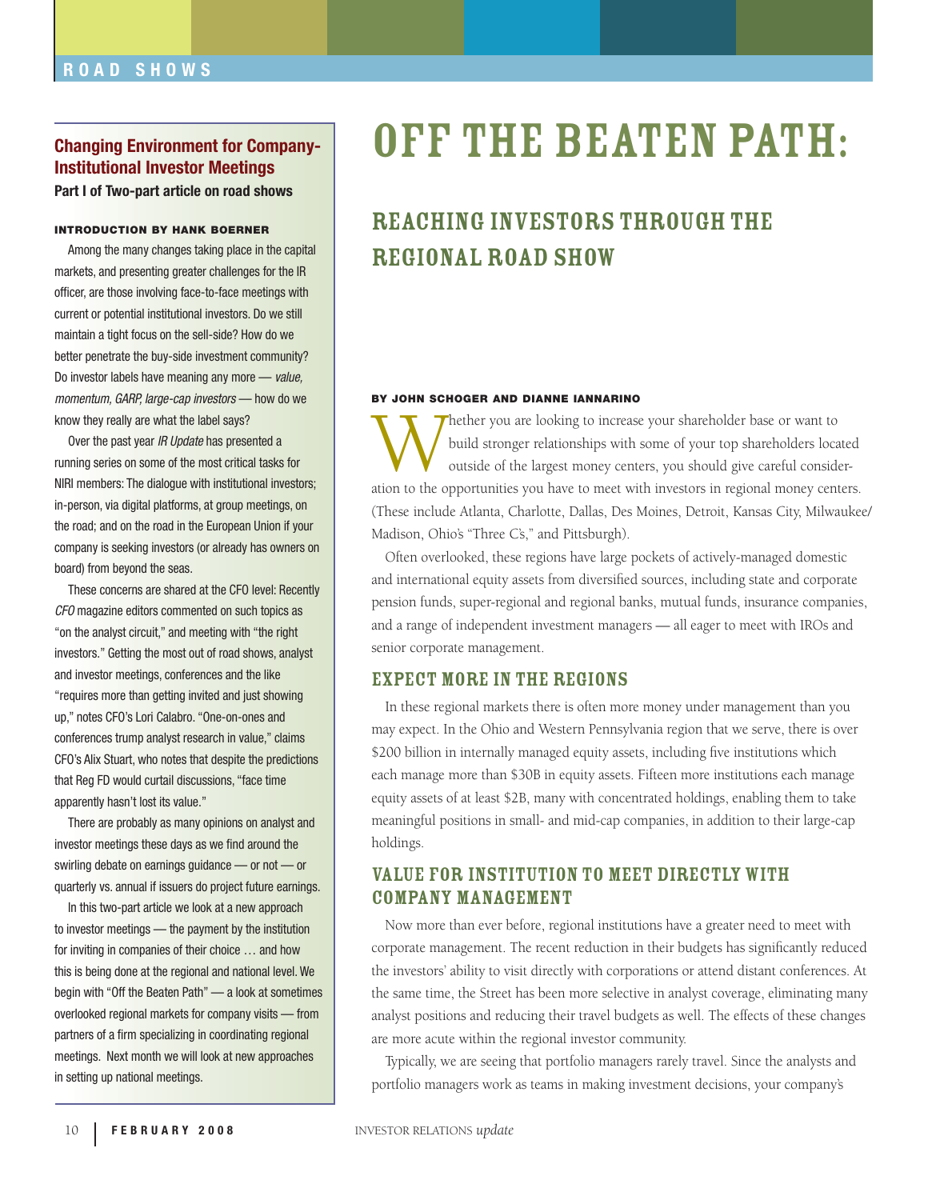## Changing Environment for Company-Institutional Investor Meetings

**Part I of Two-part article on road shows**

**INTRODUCTION BY HANK BOERNER**

Among the many changes taking place in the capital markets, and presenting greater challenges for the IR officer, are those involving face-to-face meetings with current or potential institutional investors. Do we still maintain a tight focus on the sell-side? How do we better penetrate the buy-side investment community? Do investor labels have meaning any more — *value, momentum, GARP, large-cap investors* — how do we know they really are what the label says?

Over the past year *IR Update* has presented a running series on some of the most critical tasks for NIRI members: The dialogue with institutional investors; in-person, via digital platforms, at group meetings, on the road; and on the road in the European Union if your company is seeking investors (or already has owners on board) from beyond the seas.

These concerns are shared at the CFO level: Recently *CFO* magazine editors commented on such topics as "on the analyst circuit," and meeting with "the right investors." Getting the most out of road shows, analyst and investor meetings, conferences and the like "requires more than getting invited and just showing up," notes CFO's Lori Calabro. "One-on-ones and conferences trump analyst research in value," claims CFO's Alix Stuart, who notes that despite the predictions that Reg FD would curtail discussions, "face time apparently hasn't lost its value."

There are probably as many opinions on analyst and investor meetings these days as we find around the swirling debate on earnings guidance — or not — or quarterly vs. annual if issuers do project future earnings.

In this two-part article we look at a new approach to investor meetings — the payment by the institution for inviting in companies of their choice … and how this is being done at the regional and national level. We begin with "Off the Beaten Path" — a look at sometimes overlooked regional markets for company visits — from partners of a firm specializing in coordinating regional meetings. Next month we will look at new approaches in setting up national meetings.

# OFF THE BEATEN PATH:

## REACHING INVESTORS THROUGH THE REGIONAL ROAD SHOW

**BY JOHN SCHOGER AND DIANNE IANNARINO**

Whether you are looking to increase your shareholder base or want to build stronger relationships with some of your top shareholders located outside of the largest money centers, you should give careful consideration to the opportunities you have to meet with investors in regional money centers. (These include Atlanta, Charlotte, Dallas, Des Moines, Detroit, Kansas City, Milwaukee/Madison, Ohio's "Three C's," and Pittsburgh).

Often overlooked, these regions have large pockets of actively-managed domestic and international equity assets from diversified sources, including state and corporate pension funds, super-regional and regional banks, mutual funds, insurance companies, and a range of independent investment managers — all eager to meet with IROs and senior corporate management.

### EXPECT MORE IN THE REGIONS

In these regional markets there is often more money under management than you may expect. In the Ohio and Western Pennsylvania region that we serve, there is over $200 billion in internally managed equity assets, including five institutions which each manage more than $30B in equity assets. Fifteen more institutions each manage equity assets of at least $2B, many with concentrated holdings, enabling them to take meaningful positions in small- and mid-cap companies, in addition to their large-cap holdings.

### VALUE FOR INSTITUTION TO MEET DIRECTLY WITH COMPANY MANAGEMENT

Now more than ever before, regional institutions have a greater need to meet with corporate management. The recent reduction in their budgets has significantly reduced the investors' ability to visit directly with corporations or attend distant conferences. At the same time, the Street has been more selective in analyst coverage, eliminating many analyst positions and reducing their travel budgets as well. The effects of these changes are more acute within the regional investor community.

Typically, we are seeing that portfolio managers rarely travel. Since the analysts and portfolio managers work as teams in making investment decisions, your company's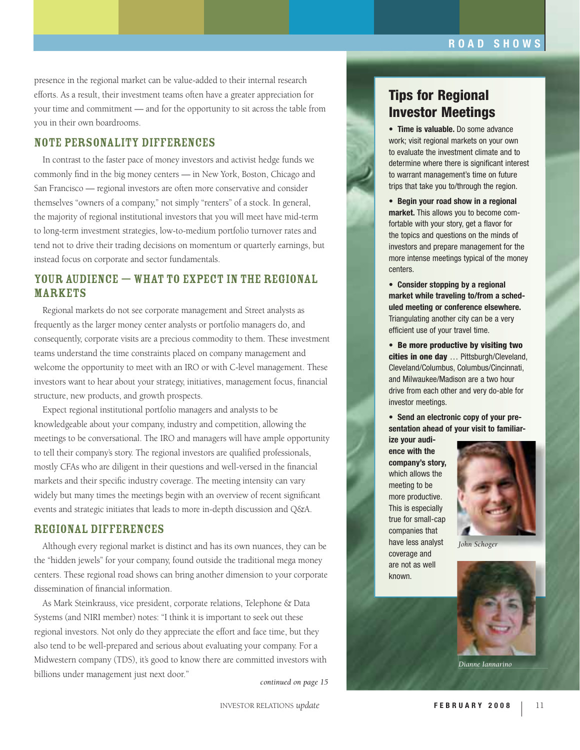presence in the regional market can be value-added to their internal research efforts. As a result, their investment teams often have a greater appreciation for your time and commitment — and for the opportunity to sit across the table from you in their own boardrooms.

## NOTE PERSONALITY DIFFERENCES

In contrast to the faster pace of money investors and activist hedge funds we commonly find in the big money centers — in New York, Boston, Chicago and San Francisco — regional investors are often more conservative and consider themselves "owners of a company," not simply "renters" of a stock. In general, the majority of regional institutional investors that you will meet have mid-term to long-term investment strategies, low-to-medium portfolio turnover rates and tend not to drive their trading decisions on momentum or quarterly earnings, but instead focus on corporate and sector fundamentals.

## YOUR AUDIENCE — WHAT TO EXPECT IN THE REGIONAL MARKETS

Regional markets do not see corporate management and Street analysts as frequently as the larger money center analysts or portfolio managers do, and consequently, corporate visits are a precious commodity to them. These investment teams understand the time constraints placed on company management and welcome the opportunity to meet with an IRO or with C-level management. These investors want to hear about your strategy, initiatives, management focus, financial structure, new products, and growth prospects.

Expect regional institutional portfolio managers and analysts to be knowledgeable about your company, industry and competition, allowing the meetings to be conversational. The IRO and managers will have ample opportunity to tell their company's story. The regional investors are qualified professionals, mostly CFAs who are diligent in their questions and well-versed in the financial markets and their specific industry coverage. The meeting intensity can vary widely but many times the meetings begin with an overview of recent significant events and strategic initiates that leads to more in-depth discussion and Q&A.

## REGIONAL DIFFERENCES

Although every regional market is distinct and has its own nuances, they can be the "hidden jewels" for your company, found outside the traditional mega money centers. These regional road shows can bring another dimension to your corporate dissemination of financial information.

As Mark Steinkrauss, vice president, corporate relations, Telephone & Data Systems (and NIRI member) notes: "I think it is important to seek out these regional investors. Not only do they appreciate the effort and face time, but they also tend to be well-prepared and serious about evaluating your company. For a Midwestern company (TDS), it's good to know there are committed investors with billions under management just next door."

*continued on page 15*

## Tips for Regional Investor Meetings

- **Time is valuable.** Do some advance work; visit regional markets on your own to evaluate the investment climate and to determine where there is significant interest to warrant management's time on future trips that take you to/through the region.
- **Begin your road show in a regional market.** This allows you to become comfortable with your story, get a flavor for the topics and questions on the minds of investors and prepare management for the more intense meetings typical of the money centers.
- **Consider stopping by a regional market while traveling to/from a scheduled meeting or conference elsewhere.** Triangulating another city can be a very efficient use of your travel time.
- **Be more productive by visiting two cities in one day** … Pittsburgh/Cleveland, Cleveland/Columbus, Columbus/Cincinnati, and Milwaukee/Madison are a two hour drive from each other and very do-able for investor meetings.
- **Send an electronic copy of your presentation ahead of your visit to familiarize your audience with the company's story,** which allows the meeting to be more productive. This is especially true for small-cap companies that have less analyst coverage and are not as well known.

*John Schoger*

*Dianne Iannarino*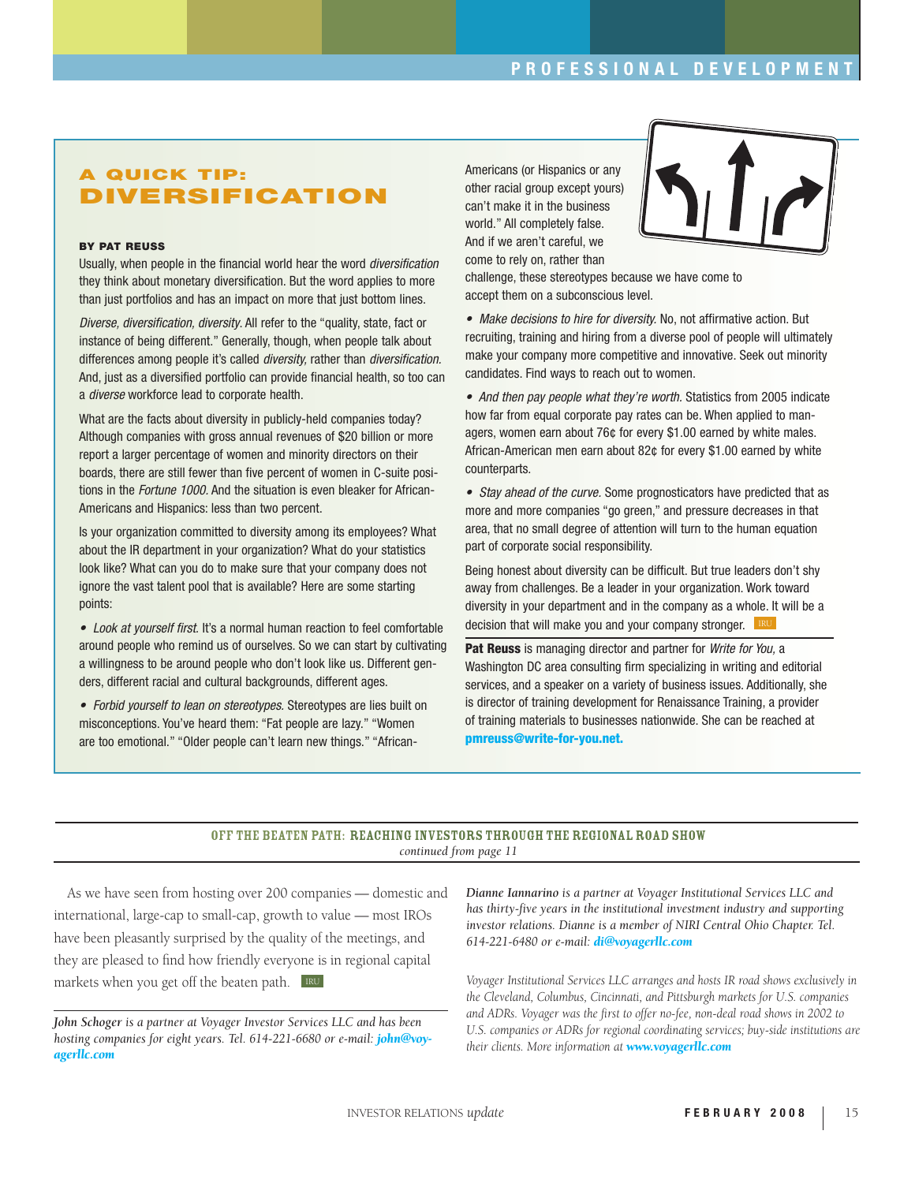# A QUICK TIP: DIVERSIFICATION

**BY PAT REUSS**

Usually, when people in the financial world hear the word *diversification* they think about monetary diversification. But the word applies to more than just portfolios and has an impact on more that just bottom lines.

*Diverse, diversification, diversity.* All refer to the "quality, state, fact or instance of being different." Generally, though, when people talk about differences among people it's called *diversity*, rather than *diversification*. And, just as a diversified portfolio can provide financial health, so too can a *diverse* workforce lead to corporate health.

What are the facts about diversity in publicly-held companies today? Although companies with gross annual revenues of $20 billion or more report a larger percentage of women and minority directors on their boards, there are still fewer than five percent of women in C-suite positions in the *Fortune 1000*. And the situation is even bleaker for African-Americans and Hispanics: less than two percent.

Is your organization committed to diversity among its employees? What about the IR department in your organization? What do your statistics look like? What can you do to make sure that your company does not ignore the vast talent pool that is available? Here are some starting points:

- *Look at yourself first.* It's a normal human reaction to feel comfortable around people who remind us of ourselves. So we can start by cultivating a willingness to be around people who don't look like us. Different genders, different racial and cultural backgrounds, different ages.
- *Forbid yourself to lean on stereotypes.* Stereotypes are lies built on misconceptions. You've heard them: "Fat people are lazy." "Women are too emotional." "Older people can't learn new things." "African-Americans (or Hispanics or any other racial group except yours) can't make it in the business world." All completely false. And if we aren't careful, we come to rely on, rather than challenge, these stereotypes because we have come to accept them on a subconscious level.
- *Make decisions to hire for diversity.* No, not affirmative action. But recruiting, training and hiring from a diverse pool of people will ultimately make your company more competitive and innovative. Seek out minority candidates. Find ways to reach out to women.
- *And then pay people what they're worth.* Statistics from 2005 indicate how far from equal corporate pay rates can be. When applied to managers, women earn about 76¢ for every $1.00 earned by white males. African-American men earn about 82¢ for every $1.00 earned by white counterparts.
- *Stay ahead of the curve.* Some prognosticators have predicted that as more and more companies "go green," and pressure decreases in that area, that no small degree of attention will turn to the human equation part of corporate social responsibility.

Being honest about diversity can be difficult. But true leaders don't shy away from challenges. Be a leader in your organization. Work toward diversity in your department and in the company as a whole. It will be a decision that will make you and your company stronger. IRU

**Pat Reuss** is managing director and partner for *Write for You,* a Washington DC area consulting firm specializing in writing and editorial services, and a speaker on a variety of business issues. Additionally, she is director of training development for Renaissance Training, a provider of training materials to businesses nationwide. She can be reached at **pmreuss@write-for-you.net.**

---

## OFF THE BEATEN PATH: REACHING INVESTORS THROUGH THE REGIONAL ROAD SHOW

*continued from page 11*

As we have seen from hosting over 200 companies — domestic and international, large-cap to small-cap, growth to value — most IROs have been pleasantly surprised by the quality of the meetings, and they are pleased to find how friendly everyone is in regional capital markets when you get off the beaten path. IRU

*John Schoger is a partner at Voyager Investor Services LLC and has been hosting companies for eight years. Tel. 614-221-6680 or e-mail:* ***john@voyagerllc.com***

*Dianne Iannarino is a partner at Voyager Institutional Services LLC and has thirty-five years in the institutional investment industry and supporting investor relations. Dianne is a member of NIRI Central Ohio Chapter. Tel. 614-221-6480 or e-mail:* ***di@voyagerllc.com***

*Voyager Institutional Services LLC arranges and hosts IR road shows exclusively in the Cleveland, Columbus, Cincinnati, and Pittsburgh markets for U.S. companies and ADRs. Voyager was the first to offer no-fee, non-deal road shows in 2002 to U.S. companies or ADRs for regional coordinating services; buy-side institutions are their clients. More information at* ***www.voyagerllc.com***